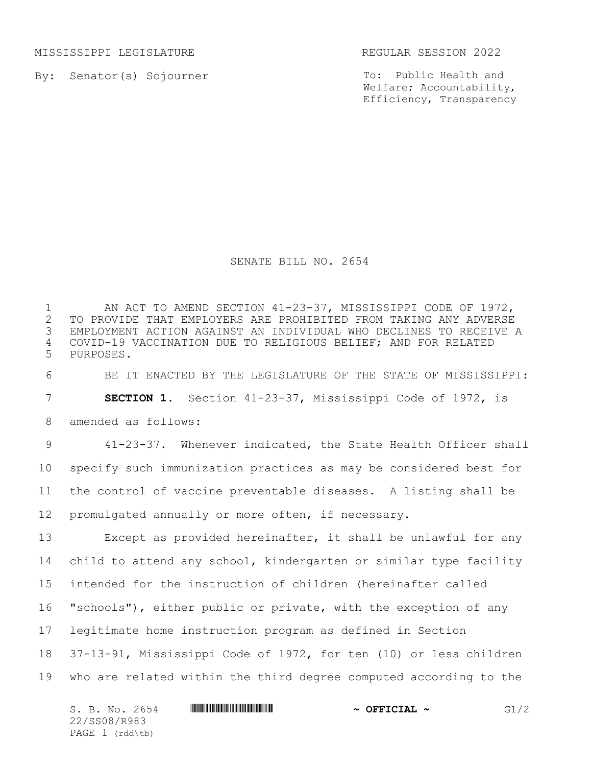MISSISSIPPI LEGISLATURE REGULAR SESSION 2022

By: Senator(s) Sojourner

To: Public Health and Welfare; Accountability, Efficiency, Transparency

# SENATE BILL NO. 2654

AN ACT TO AMEND SECTION 41-23-37, MISSISSIPPI CODE OF 1972, TO PROVIDE THAT EMPLOYERS ARE PROHIBITED FROM TAKING ANY ADVERSE EMPLOYMENT ACTION AGAINST AN INDIVIDUAL WHO DECLINES TO RECEIVE A COVID-19 VACCINATION DUE TO RELIGIOUS BELIEF; AND FOR RELATED PURPOSES.

BE IT ENACTED BY THE LEGISLATURE OF THE STATE OF MISSISSIPPI:

**SECTION 1.** Section 41-23-37, Mississippi Code of 1972, is amended as follows:

41-23-37. Whenever indicated, the State Health Officer shall specify such immunization practices as may be considered best for the control of vaccine preventable diseases. A listing shall be promulgated annually or more often, if necessary.

Except as provided hereinafter, it shall be unlawful for any child to attend any school, kindergarten or similar type facility intended for the instruction of children (hereinafter called "schools"), either public or private, with the exception of any legitimate home instruction program as defined in Section 37-13-91, Mississippi Code of 1972, for ten (10) or less children who are related within the third degree computed according to the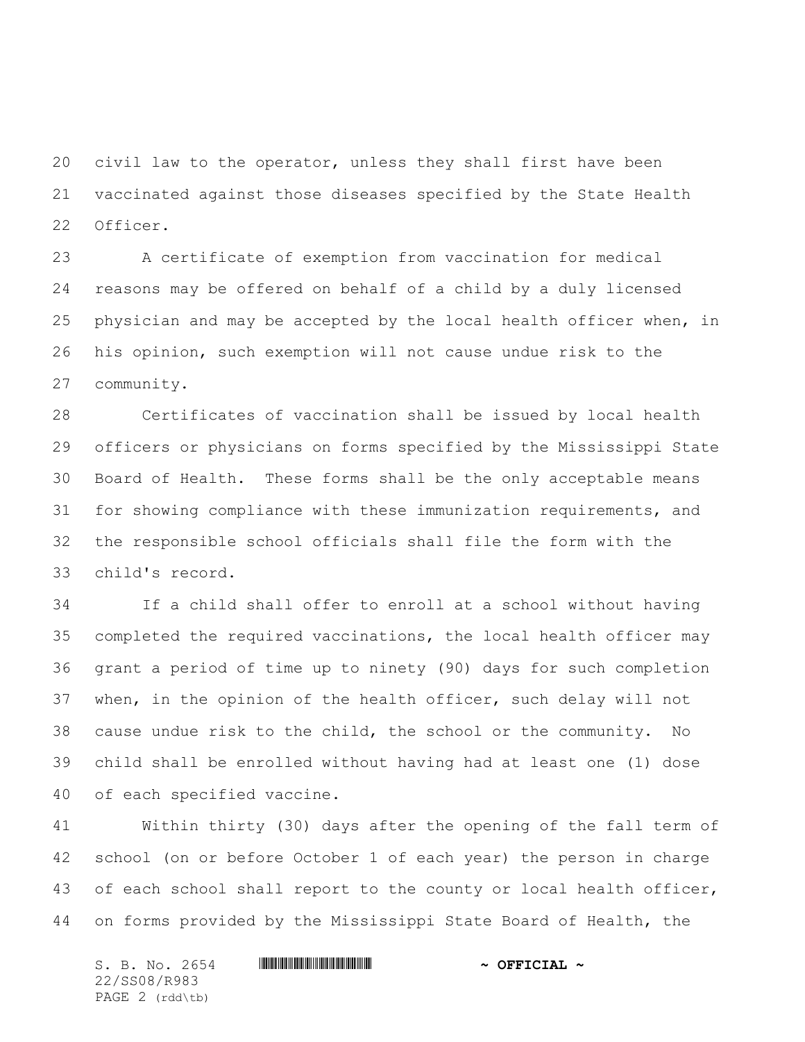civil law to the operator, unless they shall first have been vaccinated against those diseases specified by the State Health Officer.

A certificate of exemption from vaccination for medical reasons may be offered on behalf of a child by a duly licensed physician and may be accepted by the local health officer when, in his opinion, such exemption will not cause undue risk to the community.

Certificates of vaccination shall be issued by local health officers or physicians on forms specified by the Mississippi State Board of Health. These forms shall be the only acceptable means for showing compliance with these immunization requirements, and the responsible school officials shall file the form with the child's record.

If a child shall offer to enroll at a school without having completed the required vaccinations, the local health officer may grant a period of time up to ninety (90) days for such completion when, in the opinion of the health officer, such delay will not cause undue risk to the child, the school or the community. No child shall be enrolled without having had at least one (1) dose of each specified vaccine.

Within thirty (30) days after the opening of the fall term of school (on or before October 1 of each year) the person in charge of each school shall report to the county or local health officer, on forms provided by the Mississippi State Board of Health, the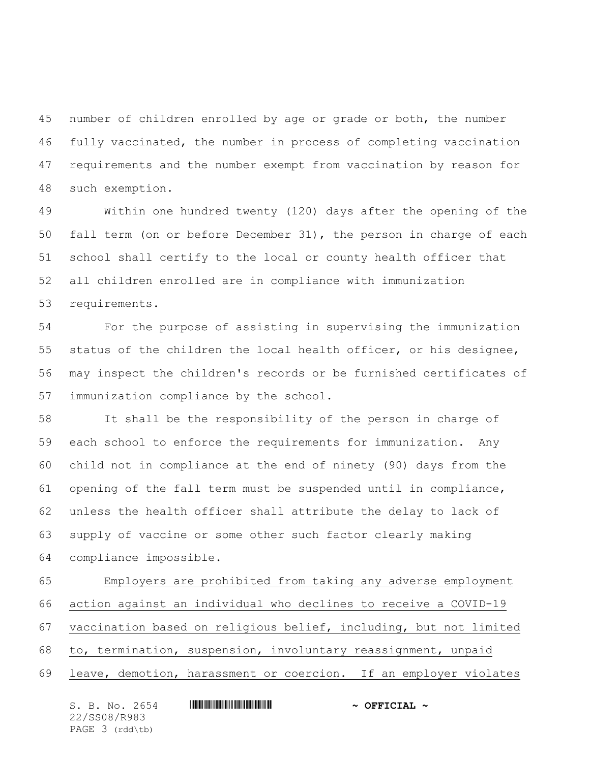number of children enrolled by age or grade or both, the number fully vaccinated, the number in process of completing vaccination requirements and the number exempt from vaccination by reason for such exemption.

Within one hundred twenty (120) days after the opening of the fall term (on or before December 31), the person in charge of each school shall certify to the local or county health officer that all children enrolled are in compliance with immunization requirements.

For the purpose of assisting in supervising the immunization status of the children the local health officer, or his designee, may inspect the children's records or be furnished certificates of immunization compliance by the school.

It shall be the responsibility of the person in charge of each school to enforce the requirements for immunization. Any child not in compliance at the end of ninety (90) days from the opening of the fall term must be suspended until in compliance, unless the health officer shall attribute the delay to lack of supply of vaccine or some other such factor clearly making compliance impossible.

<u>Employers are prohibited from taking any adverse employment action against an individual who declines to receive a COVID-19 vaccination based on religious belief, including, but not limited to, termination, suspension, involuntary reassignment, unpaid leave, demotion, harassment or coercion. If an employer violates</u>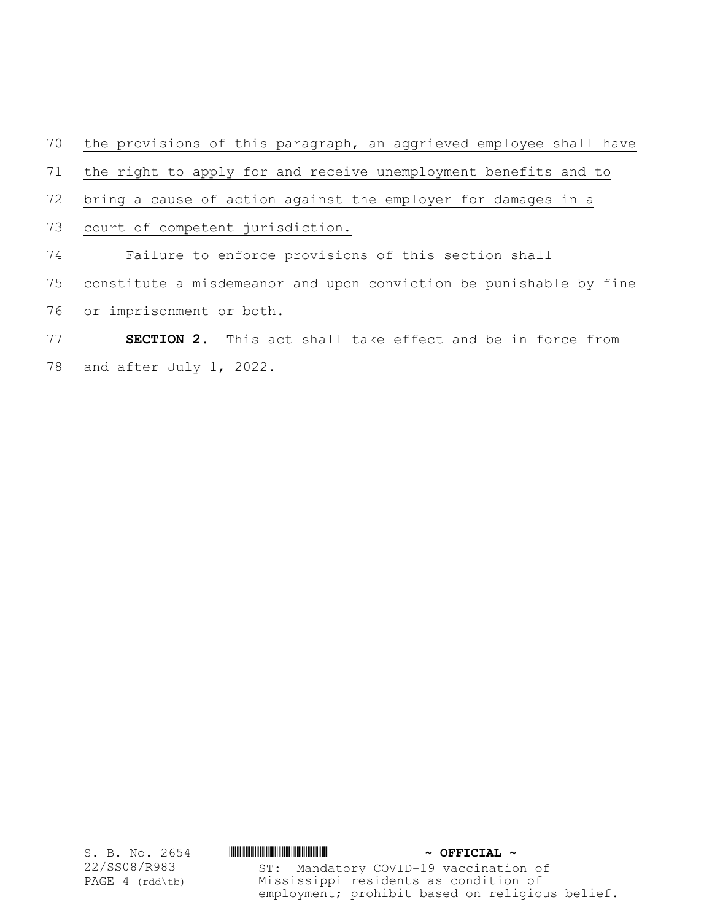the provisions of this paragraph, an aggrieved employee shall have the right to apply for and receive unemployment benefits and to bring a cause of action against the employer for damages in a court of competent jurisdiction.

Failure to enforce provisions of this section shall constitute a misdemeanor and upon conviction be punishable by fine or imprisonment or both.

**SECTION 2.** This act shall take effect and be in force from and after July 1, 2022.